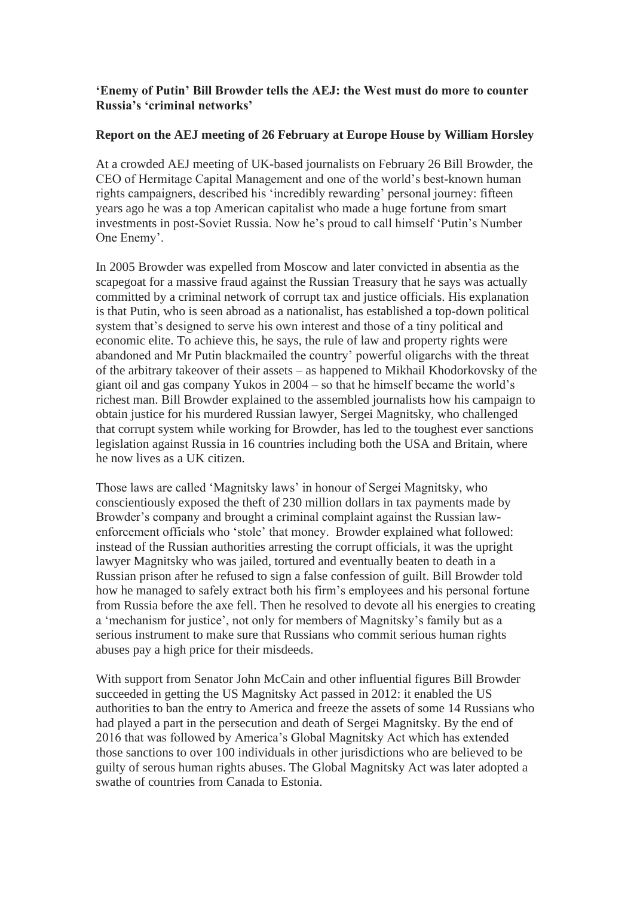**'Enemy of Putin' Bill Browder tells the AEJ: the West must do more to counter Russia's 'criminal networks'**

**Report on the AEJ meeting of 26 February at Europe House by William Horsley**

At a crowded AEJ meeting of UK-based journalists on February 26 Bill Browder, the CEO of Hermitage Capital Management and one of the world's best-known human rights campaigners, described his 'incredibly rewarding' personal journey: fifteen years ago he was a top American capitalist who made a huge fortune from smart investments in post-Soviet Russia. Now he's proud to call himself 'Putin's Number One Enemy'.

In 2005 Browder was expelled from Moscow and later convicted in absentia as the scapegoat for a massive fraud against the Russian Treasury that he says was actually committed by a criminal network of corrupt tax and justice officials. His explanation is that Putin, who is seen abroad as a nationalist, has established a top-down political system that's designed to serve his own interest and those of a tiny political and economic elite. To achieve this, he says, the rule of law and property rights were abandoned and Mr Putin blackmailed the country' powerful oligarchs with the threat of the arbitrary takeover of their assets – as happened to Mikhail Khodorkovsky of the giant oil and gas company Yukos in 2004 – so that he himself became the world's richest man. Bill Browder explained to the assembled journalists how his campaign to obtain justice for his murdered Russian lawyer, Sergei Magnitsky, who challenged that corrupt system while working for Browder, has led to the toughest ever sanctions legislation against Russia in 16 countries including both the USA and Britain, where he now lives as a UK citizen.

Those laws are called 'Magnitsky laws' in honour of Sergei Magnitsky, who conscientiously exposed the theft of 230 million dollars in tax payments made by Browder's company and brought a criminal complaint against the Russian law-enforcement officials who 'stole' that money. Browder explained what followed: instead of the Russian authorities arresting the corrupt officials, it was the upright lawyer Magnitsky who was jailed, tortured and eventually beaten to death in a Russian prison after he refused to sign a false confession of guilt. Bill Browder told how he managed to safely extract both his firm's employees and his personal fortune from Russia before the axe fell. Then he resolved to devote all his energies to creating a 'mechanism for justice', not only for members of Magnitsky's family but as a serious instrument to make sure that Russians who commit serious human rights abuses pay a high price for their misdeeds.

With support from Senator John McCain and other influential figures Bill Browder succeeded in getting the US Magnitsky Act passed in 2012: it enabled the US authorities to ban the entry to America and freeze the assets of some 14 Russians who had played a part in the persecution and death of Sergei Magnitsky. By the end of 2016 that was followed by America's Global Magnitsky Act which has extended those sanctions to over 100 individuals in other jurisdictions who are believed to be guilty of serous human rights abuses. The Global Magnitsky Act was later adopted a swathe of countries from Canada to Estonia.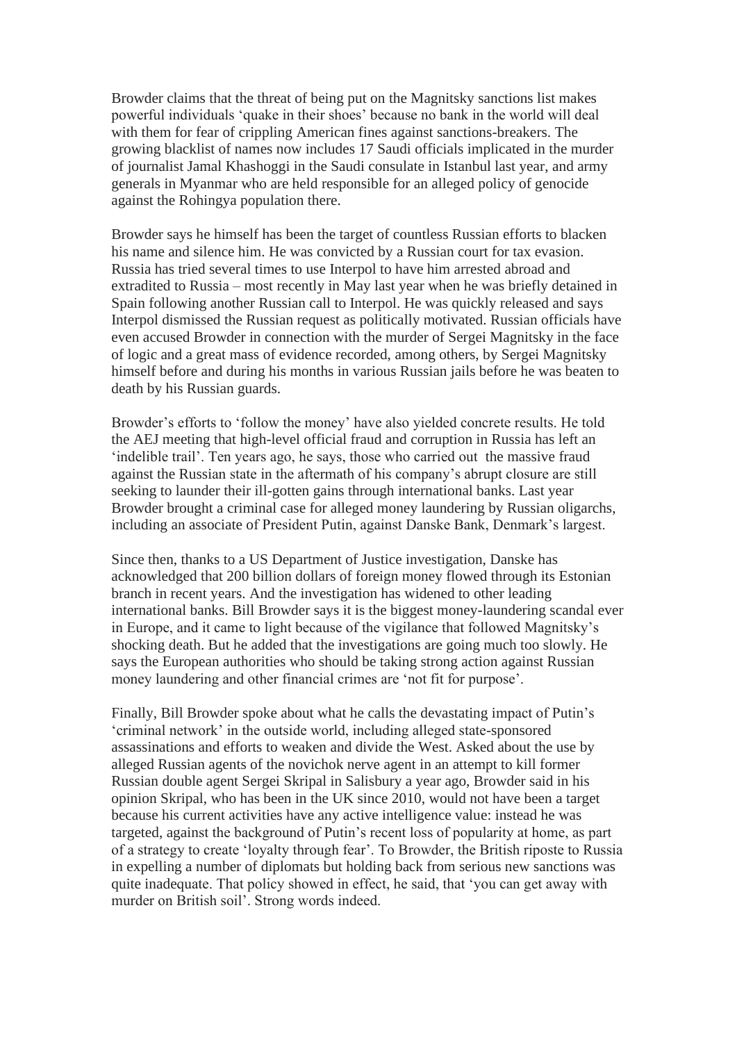Browder claims that the threat of being put on the Magnitsky sanctions list makes powerful individuals 'quake in their shoes' because no bank in the world will deal with them for fear of crippling American fines against sanctions-breakers. The growing blacklist of names now includes 17 Saudi officials implicated in the murder of journalist Jamal Khashoggi in the Saudi consulate in Istanbul last year, and army generals in Myanmar who are held responsible for an alleged policy of genocide against the Rohingya population there.

Browder says he himself has been the target of countless Russian efforts to blacken his name and silence him. He was convicted by a Russian court for tax evasion. Russia has tried several times to use Interpol to have him arrested abroad and extradited to Russia – most recently in May last year when he was briefly detained in Spain following another Russian call to Interpol. He was quickly released and says Interpol dismissed the Russian request as politically motivated. Russian officials have even accused Browder in connection with the murder of Sergei Magnitsky in the face of logic and a great mass of evidence recorded, among others, by Sergei Magnitsky himself before and during his months in various Russian jails before he was beaten to death by his Russian guards.

Browder's efforts to 'follow the money' have also yielded concrete results. He told the AEJ meeting that high-level official fraud and corruption in Russia has left an 'indelible trail'. Ten years ago, he says, those who carried out the massive fraud against the Russian state in the aftermath of his company's abrupt closure are still seeking to launder their ill-gotten gains through international banks. Last year Browder brought a criminal case for alleged money laundering by Russian oligarchs, including an associate of President Putin, against Danske Bank, Denmark's largest.

Since then, thanks to a US Department of Justice investigation, Danske has acknowledged that 200 billion dollars of foreign money flowed through its Estonian branch in recent years. And the investigation has widened to other leading international banks. Bill Browder says it is the biggest money-laundering scandal ever in Europe, and it came to light because of the vigilance that followed Magnitsky's shocking death. But he added that the investigations are going much too slowly. He says the European authorities who should be taking strong action against Russian money laundering and other financial crimes are 'not fit for purpose'.

Finally, Bill Browder spoke about what he calls the devastating impact of Putin's 'criminal network' in the outside world, including alleged state-sponsored assassinations and efforts to weaken and divide the West. Asked about the use by alleged Russian agents of the novichok nerve agent in an attempt to kill former Russian double agent Sergei Skripal in Salisbury a year ago, Browder said in his opinion Skripal, who has been in the UK since 2010, would not have been a target because his current activities have any active intelligence value: instead he was targeted, against the background of Putin's recent loss of popularity at home, as part of a strategy to create 'loyalty through fear'. To Browder, the British riposte to Russia in expelling a number of diplomats but holding back from serious new sanctions was quite inadequate. That policy showed in effect, he said, that 'you can get away with murder on British soil'. Strong words indeed.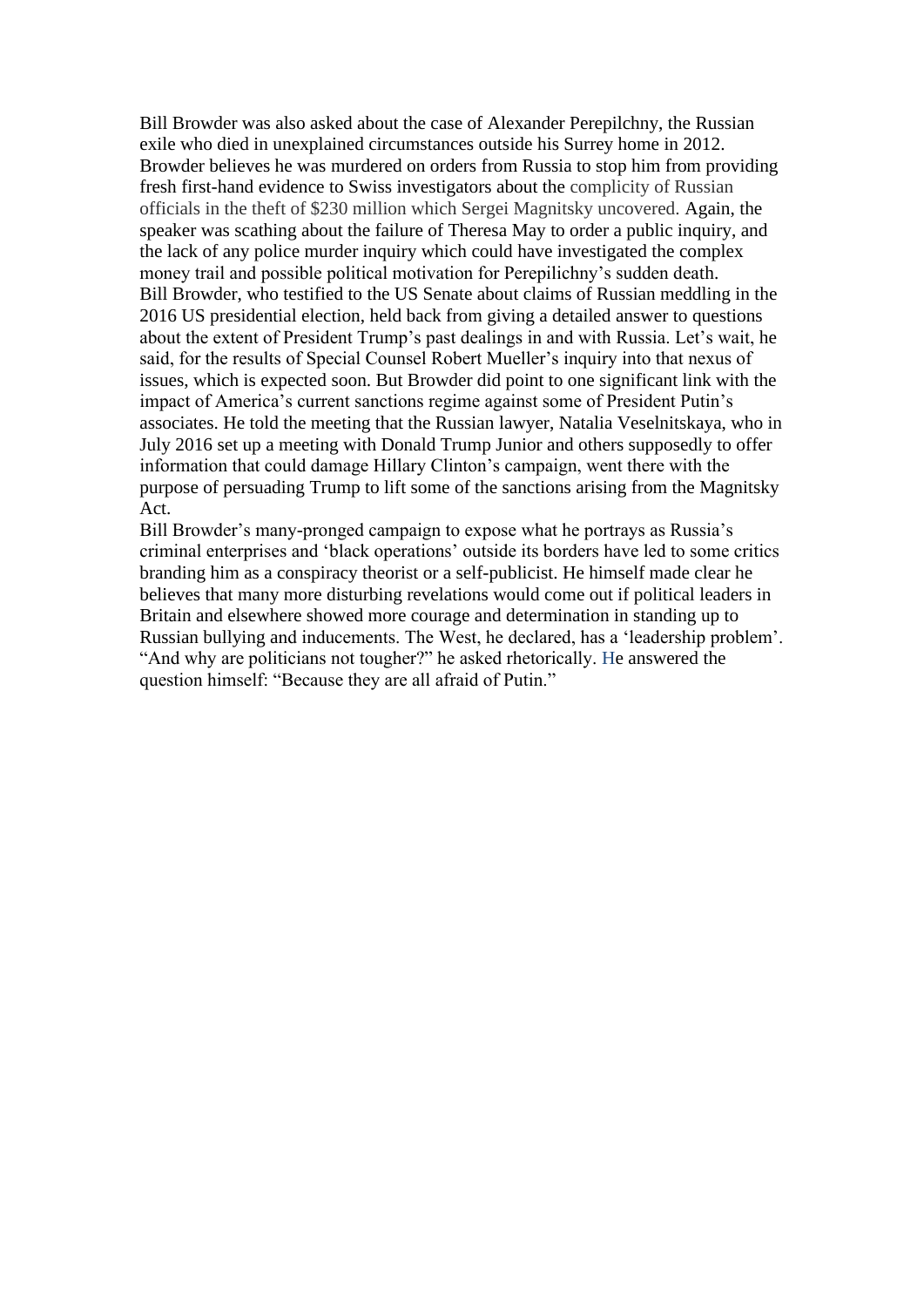Bill Browder was also asked about the case of Alexander Perepilchny, the Russian exile who died in unexplained circumstances outside his Surrey home in 2012. Browder believes he was murdered on orders from Russia to stop him from providing fresh first-hand evidence to Swiss investigators about the complicity of Russian officials in the theft of $230 million which Sergei Magnitsky uncovered. Again, the speaker was scathing about the failure of Theresa May to order a public inquiry, and the lack of any police murder inquiry which could have investigated the complex money trail and possible political motivation for Perepilchny's sudden death.

Bill Browder, who testified to the US Senate about claims of Russian meddling in the 2016 US presidential election, held back from giving a detailed answer to questions about the extent of President Trump's past dealings in and with Russia. Let's wait, he said, for the results of Special Counsel Robert Mueller's inquiry into that nexus of issues, which is expected soon. But Browder did point to one significant link with the impact of America's current sanctions regime against some of President Putin's associates. He told the meeting that the Russian lawyer, Natalia Veselnitskaya, who in July 2016 set up a meeting with Donald Trump Junior and others supposedly to offer information that could damage Hillary Clinton's campaign, went there with the purpose of persuading Trump to lift some of the sanctions arising from the Magnitsky Act.

Bill Browder's many-pronged campaign to expose what he portrays as Russia's criminal enterprises and 'black operations' outside its borders have led to some critics branding him as a conspiracy theorist or a self-publicist. He himself made clear he believes that many more disturbing revelations would come out if political leaders in Britain and elsewhere showed more courage and determination in standing up to Russian bullying and inducements. The West, he declared, has a 'leadership problem'. "And why are politicians not tougher?" he asked rhetorically. He answered the question himself: "Because they are all afraid of Putin."